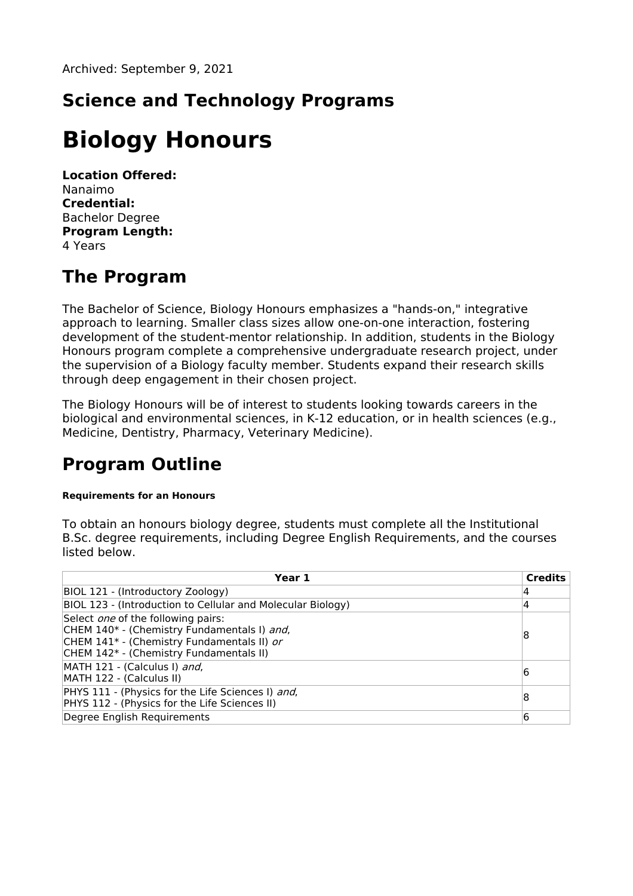Archived: September 9, 2021

## Science and Technology Programs

# Biology Honours

**Location Offered:**
Nanaimo
**Credential:**
Bachelor Degree
**Program Length:**
4 Years

## The Program

The Bachelor of Science, Biology Honours emphasizes a "hands-on," integrative approach to learning. Smaller class sizes allow one-on-one interaction, fostering development of the student-mentor relationship. In addition, students in the Biology Honours program complete a comprehensive undergraduate research project, under the supervision of a Biology faculty member. Students expand their research skills through deep engagement in their chosen project.

The Biology Honours will be of interest to students looking towards careers in the biological and environmental sciences, in K-12 education, or in health sciences (e.g., Medicine, Dentistry, Pharmacy, Veterinary Medicine).

## Program Outline

##### Requirements for an Honours

To obtain an honours biology degree, students must complete all the Institutional B.Sc. degree requirements, including Degree English Requirements, and the courses listed below.

| Year 1 | Credits |
|---|---|
| BIOL 121 - (Introductory Zoology) | 4 |
| BIOL 123 - (Introduction to Cellular and Molecular Biology) | 4 |
| Select *one* of the following pairs:<br>CHEM 140* - (Chemistry Fundamentals I) *and*,<br>CHEM 141* - (Chemistry Fundamentals II) *or*<br>CHEM 142* - (Chemistry Fundamentals II) | 8 |
| MATH 121 - (Calculus I) *and*,<br>MATH 122 - (Calculus II) | 6 |
| PHYS 111 - (Physics for the Life Sciences I) *and*,<br>PHYS 112 - (Physics for the Life Sciences II) | 8 |
| Degree English Requirements | 6 |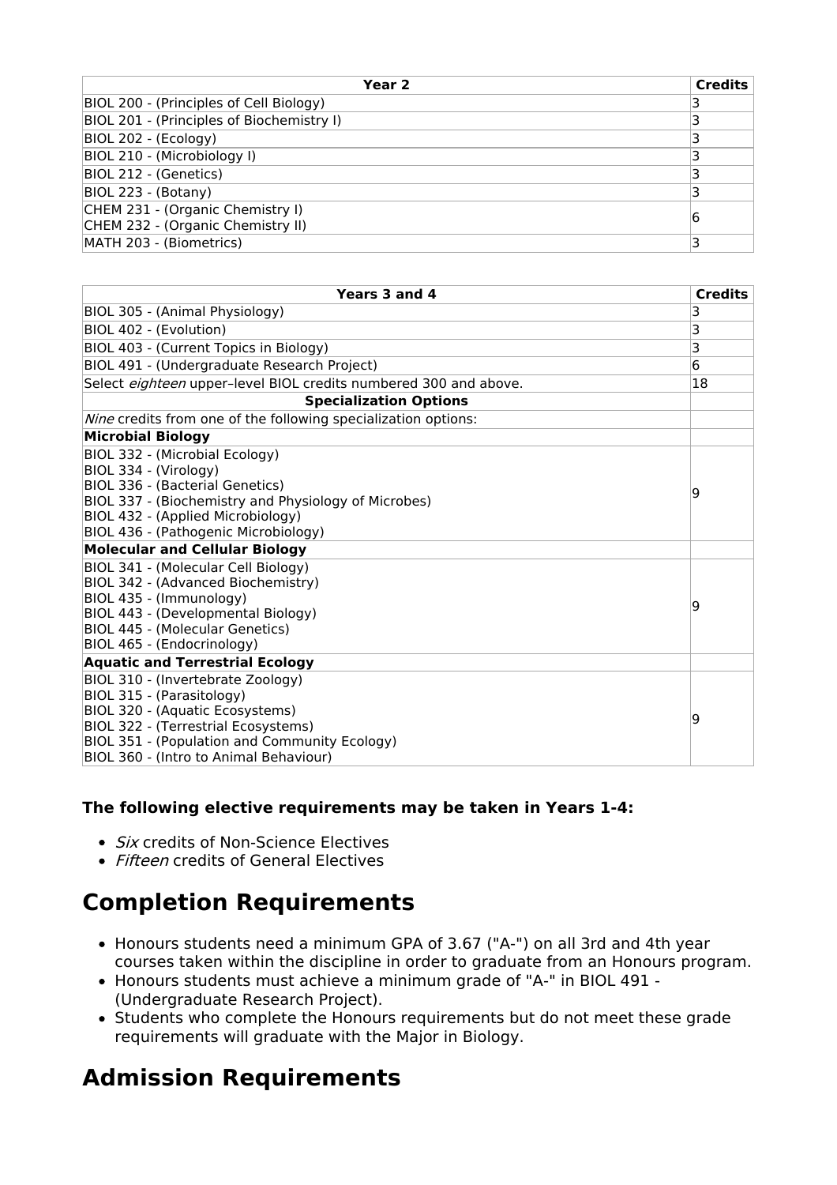| Year 2 | Credits |
| --- | --- |
| BIOL 200 - (Principles of Cell Biology) | 3 |
| BIOL 201 - (Principles of Biochemistry I) | 3 |
| BIOL 202 - (Ecology) | 3 |
| BIOL 210 - (Microbiology I) | 3 |
| BIOL 212 - (Genetics) | 3 |
| BIOL 223 - (Botany) | 3 |
| CHEM 231 - (Organic Chemistry I)<br>CHEM 232 - (Organic Chemistry II) | 6 |
| MATH 203 - (Biometrics) | 3 |

| Years 3 and 4 | Credits |
| --- | --- |
| BIOL 305 - (Animal Physiology) | 3 |
| BIOL 402 - (Evolution) | 3 |
| BIOL 403 - (Current Topics in Biology) | 3 |
| BIOL 491 - (Undergraduate Research Project) | 6 |
| Select *eighteen* upper–level BIOL credits numbered 300 and above. | 18 |
| **Specialization Options** | |
| *Nine* credits from one of the following specialization options: | |
| **Microbial Biology** | |
| BIOL 332 - (Microbial Ecology)<br>BIOL 334 - (Virology)<br>BIOL 336 - (Bacterial Genetics)<br>BIOL 337 - (Biochemistry and Physiology of Microbes)<br>BIOL 432 - (Applied Microbiology)<br>BIOL 436 - (Pathogenic Microbiology) | 9 |
| **Molecular and Cellular Biology** | |
| BIOL 341 - (Molecular Cell Biology)<br>BIOL 342 - (Advanced Biochemistry)<br>BIOL 435 - (Immunology)<br>BIOL 443 - (Developmental Biology)<br>BIOL 445 - (Molecular Genetics)<br>BIOL 465 - (Endocrinology) | 9 |
| **Aquatic and Terrestrial Ecology** | |
| BIOL 310 - (Invertebrate Zoology)<br>BIOL 315 - (Parasitology)<br>BIOL 320 - (Aquatic Ecosystems)<br>BIOL 322 - (Terrestrial Ecosystems)<br>BIOL 351 - (Population and Community Ecology)<br>BIOL 360 - (Intro to Animal Behaviour) | 9 |

**The following elective requirements may be taken in Years 1-4:**

- *Six* credits of Non-Science Electives
- *Fifteen* credits of General Electives

# Completion Requirements

- Honours students need a minimum GPA of 3.67 ("A-") on all 3rd and 4th year courses taken within the discipline in order to graduate from an Honours program.
- Honours students must achieve a minimum grade of "A-" in BIOL 491 - (Undergraduate Research Project).
- Students who complete the Honours requirements but do not meet these grade requirements will graduate with the Major in Biology.

# Admission Requirements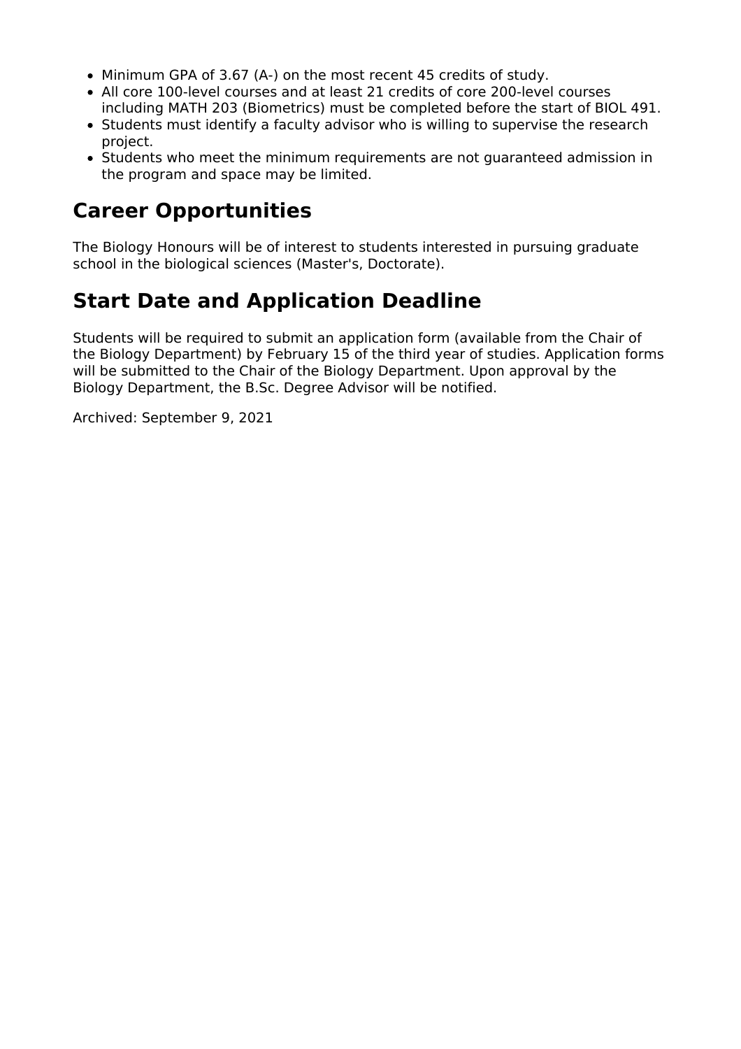- Minimum GPA of 3.67 (A-) on the most recent 45 credits of study.
- All core 100-level courses and at least 21 credits of core 200-level courses including MATH 203 (Biometrics) must be completed before the start of BIOL 491.
- Students must identify a faculty advisor who is willing to supervise the research project.
- Students who meet the minimum requirements are not guaranteed admission in the program and space may be limited.

## Career Opportunities

The Biology Honours will be of interest to students interested in pursuing graduate school in the biological sciences (Master's, Doctorate).

## Start Date and Application Deadline

Students will be required to submit an application form (available from the Chair of the Biology Department) by February 15 of the third year of studies. Application forms will be submitted to the Chair of the Biology Department. Upon approval by the Biology Department, the B.Sc. Degree Advisor will be notified.

Archived: September 9, 2021